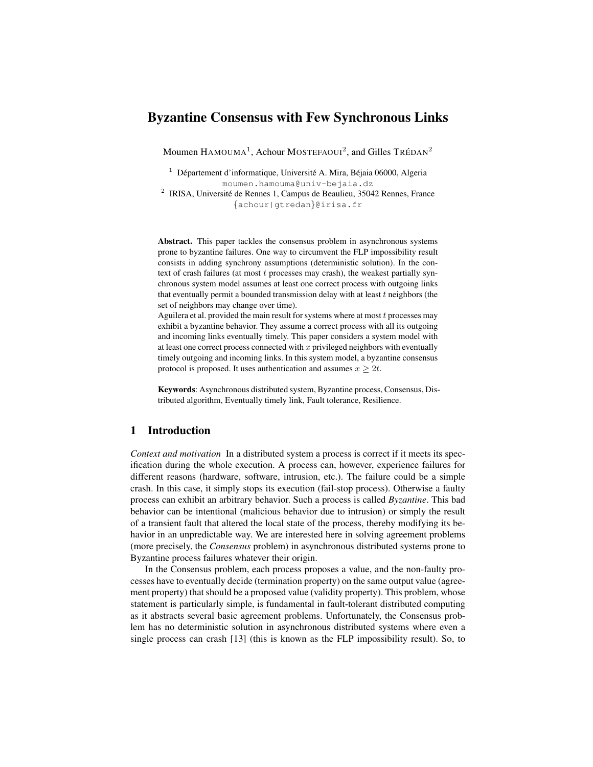# Byzantine Consensus with Few Synchronous Links

Moumen Hamouma[1], Achour Mostefaoui[2], and Gilles Trédan[2]

[1] Département d'informatique, Université A. Mira, Béjaia 06000, Algeria
moumen.hamouma@univ-bejaia.dz

[2] IRISA, Université de Rennes 1, Campus de Beaulieu, 35042 Rennes, France
{achour|gtredan}@irisa.fr

**Abstract.** This paper tackles the consensus problem in asynchronous systems prone to byzantine failures. One way to circumvent the FLP impossibility result consists in adding synchrony assumptions (deterministic solution). In the context of crash failures (at most $t$ processes may crash), the weakest partially synchronous system model assumes at least one correct process with outgoing links that eventually permit a bounded transmission delay with at least $t$ neighbors (the set of neighbors may change over time).

Aguilera et al. provided the main result for systems where at most $t$ processes may exhibit a byzantine behavior. They assume a correct process with all its outgoing and incoming links eventually timely. This paper considers a system model with at least one correct process connected with $x$ privileged neighbors with eventually timely outgoing and incoming links. In this system model, a byzantine consensus protocol is proposed. It uses authentication and assumes $x \geq 2t$.

**Keywords**: Asynchronous distributed system, Byzantine process, Consensus, Distributed algorithm, Eventually timely link, Fault tolerance, Resilience.

## 1 Introduction

*Context and motivation* In a distributed system a process is correct if it meets its specification during the whole execution. A process can, however, experience failures for different reasons (hardware, software, intrusion, etc.). The failure could be a simple crash. In this case, it simply stops its execution (fail-stop process). Otherwise a faulty process can exhibit an arbitrary behavior. Such a process is called *Byzantine*. This bad behavior can be intentional (malicious behavior due to intrusion) or simply the result of a transient fault that altered the local state of the process, thereby modifying its behavior in an unpredictable way. We are interested here in solving agreement problems (more precisely, the *Consensus* problem) in asynchronous distributed systems prone to Byzantine process failures whatever their origin.

In the Consensus problem, each process proposes a value, and the non-faulty processes have to eventually decide (termination property) on the same output value (agreement property) that should be a proposed value (validity property). This problem, whose statement is particularly simple, is fundamental in fault-tolerant distributed computing as it abstracts several basic agreement problems. Unfortunately, the Consensus problem has no deterministic solution in asynchronous distributed systems where even a single process can crash [13] (this is known as the FLP impossibility result). So, to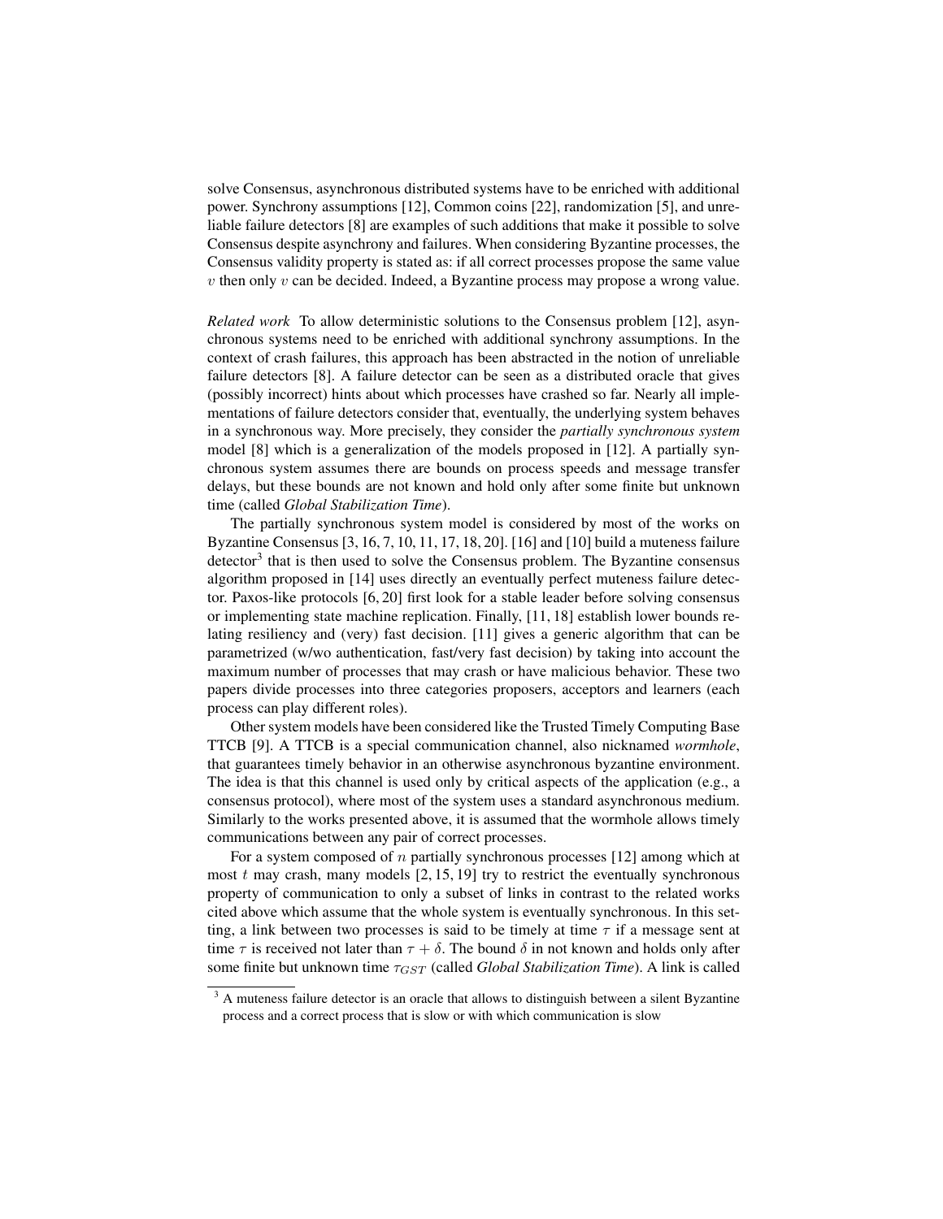solve Consensus, asynchronous distributed systems have to be enriched with additional power. Synchrony assumptions [12], Common coins [22], randomization [5], and unreliable failure detectors [8] are examples of such additions that make it possible to solve Consensus despite asynchrony and failures. When considering Byzantine processes, the Consensus validity property is stated as: if all correct processes propose the same value $v$ then only $v$ can be decided. Indeed, a Byzantine process may propose a wrong value.

*Related work* To allow deterministic solutions to the Consensus problem [12], asynchronous systems need to be enriched with additional synchrony assumptions. In the context of crash failures, this approach has been abstracted in the notion of unreliable failure detectors [8]. A failure detector can be seen as a distributed oracle that gives (possibly incorrect) hints about which processes have crashed so far. Nearly all implementations of failure detectors consider that, eventually, the underlying system behaves in a synchronous way. More precisely, they consider the *partially synchronous system* model [8] which is a generalization of the models proposed in [12]. A partially synchronous system assumes there are bounds on process speeds and message transfer delays, but these bounds are not known and hold only after some finite but unknown time (called *Global Stabilization Time*).

The partially synchronous system model is considered by most of the works on Byzantine Consensus [3, 16, 7, 10, 11, 17, 18, 20]. [16] and [10] build a muteness failure detector[3] that is then used to solve the Consensus problem. The Byzantine consensus algorithm proposed in [14] uses directly an eventually perfect muteness failure detector. Paxos-like protocols [6, 20] first look for a stable leader before solving consensus or implementing state machine replication. Finally, [11, 18] establish lower bounds relating resiliency and (very) fast decision. [11] gives a generic algorithm that can be parametrized (w/wo authentication, fast/very fast decision) by taking into account the maximum number of processes that may crash or have malicious behavior. These two papers divide processes into three categories proposers, acceptors and learners (each process can play different roles).

Other system models have been considered like the Trusted Timely Computing Base TTCB [9]. A TTCB is a special communication channel, also nicknamed *wormhole*, that guarantees timely behavior in an otherwise asynchronous byzantine environment. The idea is that this channel is used only by critical aspects of the application (e.g., a consensus protocol), where most of the system uses a standard asynchronous medium. Similarly to the works presented above, it is assumed that the wormhole allows timely communications between any pair of correct processes.

For a system composed of $n$ partially synchronous processes [12] among which at most $t$ may crash, many models [2, 15, 19] try to restrict the eventually synchronous property of communication to only a subset of links in contrast to the related works cited above which assume that the whole system is eventually synchronous. In this setting, a link between two processes is said to be timely at time $\tau$ if a message sent at time $\tau$ is received not later than $\tau + \delta$. The bound $\delta$ in not known and holds only after some finite but unknown time $\tau_{GST}$ (called *Global Stabilization Time*). A link is called

[3] A muteness failure detector is an oracle that allows to distinguish between a silent Byzantine process and a correct process that is slow or with which communication is slow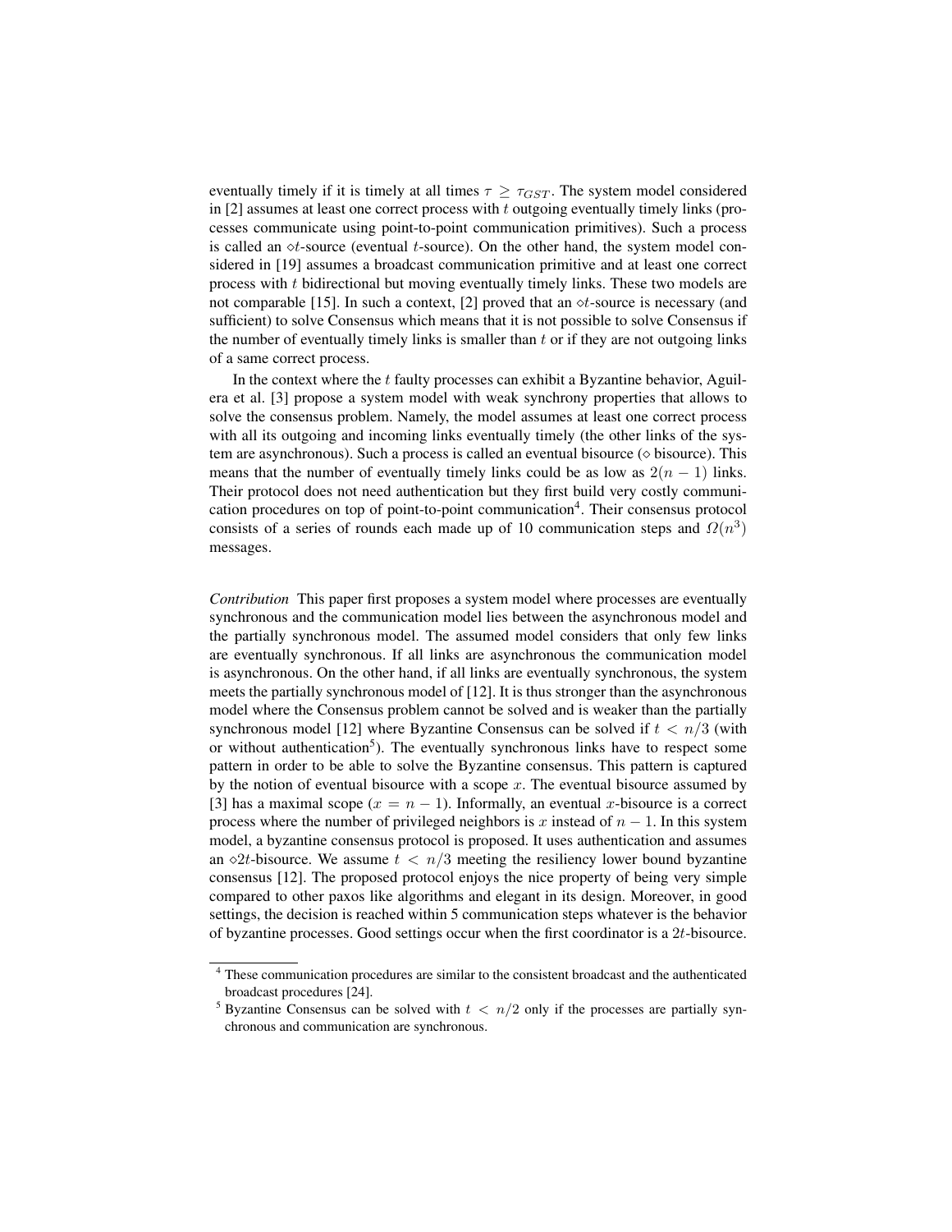eventually timely if it is timely at all times $\tau \geq \tau_{GST}$. The system model considered in [2] assumes at least one correct process with $t$ outgoing eventually timely links (processes communicate using point-to-point communication primitives). Such a process is called an $\diamond t$-source (eventual $t$-source). On the other hand, the system model considered in [19] assumes a broadcast communication primitive and at least one correct process with $t$ bidirectional but moving eventually timely links. These two models are not comparable [15]. In such a context, [2] proved that an $\diamond t$-source is necessary (and sufficient) to solve Consensus which means that it is not possible to solve Consensus if the number of eventually timely links is smaller than $t$ or if they are not outgoing links of a same correct process.

In the context where the $t$ faulty processes can exhibit a Byzantine behavior, Aguilera et al. [3] propose a system model with weak synchrony properties that allows to solve the consensus problem. Namely, the model assumes at least one correct process with all its outgoing and incoming links eventually timely (the other links of the system are asynchronous). Such a process is called an eventual bisource ($\diamond$ bisource). This means that the number of eventually timely links could be as low as $2(n-1)$ links. Their protocol does not need authentication but they first build very costly communication procedures on top of point-to-point communication[4]. Their consensus protocol consists of a series of rounds each made up of 10 communication steps and $\Omega(n^3)$ messages.

*Contribution* This paper first proposes a system model where processes are eventually synchronous and the communication model lies between the asynchronous model and the partially synchronous model. The assumed model considers that only few links are eventually synchronous. If all links are asynchronous the communication model is asynchronous. On the other hand, if all links are eventually synchronous, the system meets the partially synchronous model of [12]. It is thus stronger than the asynchronous model where the Consensus problem cannot be solved and is weaker than the partially synchronous model [12] where Byzantine Consensus can be solved if $t < n/3$ (with or without authentication[5]). The eventually synchronous links have to respect some pattern in order to be able to solve the Byzantine consensus. This pattern is captured by the notion of eventual bisource with a scope $x$. The eventual bisource assumed by [3] has a maximal scope ($x = n-1$). Informally, an eventual $x$-bisource is a correct process where the number of privileged neighbors is $x$ instead of $n-1$. In this system model, a byzantine consensus protocol is proposed. It uses authentication and assumes an $\diamond 2t$-bisource. We assume $t < n/3$ meeting the resiliency lower bound byzantine consensus [12]. The proposed protocol enjoys the nice property of being very simple compared to other paxos like algorithms and elegant in its design. Moreover, in good settings, the decision is reached within 5 communication steps whatever is the behavior of byzantine processes. Good settings occur when the first coordinator is a $2t$-bisource.

[4] These communication procedures are similar to the consistent broadcast and the authenticated broadcast procedures [24].

[5] Byzantine Consensus can be solved with $t < n/2$ only if the processes are partially synchronous and communication are synchronous.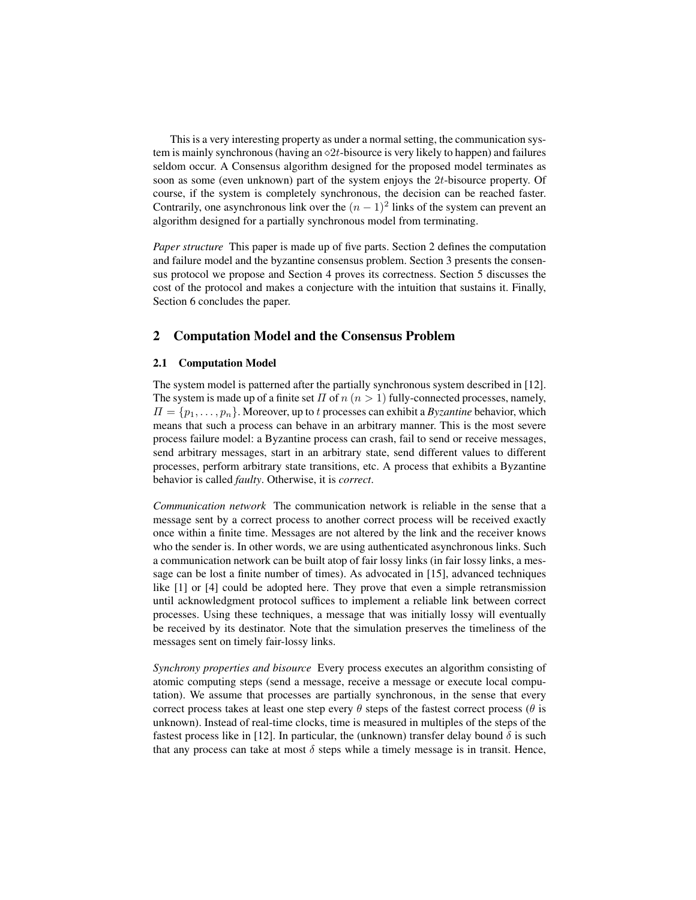This is a very interesting property as under a normal setting, the communication system is mainly synchronous (having an $\diamond 2t$-bisource is very likely to happen) and failures seldom occur. A Consensus algorithm designed for the proposed model terminates as soon as some (even unknown) part of the system enjoys the $2t$-bisource property. Of course, if the system is completely synchronous, the decision can be reached faster. Contrarily, one asynchronous link over the $(n-1)^2$ links of the system can prevent an algorithm designed for a partially synchronous model from terminating.

*Paper structure* This paper is made up of five parts. Section 2 defines the computation and failure model and the byzantine consensus problem. Section 3 presents the consensus protocol we propose and Section 4 proves its correctness. Section 5 discusses the cost of the protocol and makes a conjecture with the intuition that sustains it. Finally, Section 6 concludes the paper.

## 2 Computation Model and the Consensus Problem

### 2.1 Computation Model

The system model is patterned after the partially synchronous system described in [12]. The system is made up of a finite set $\Pi$ of $n$ ($n > 1$) fully-connected processes, namely, $\Pi = \{p_1, \ldots, p_n\}$. Moreover, up to $t$ processes can exhibit a *Byzantine* behavior, which means that such a process can behave in an arbitrary manner. This is the most severe process failure model: a Byzantine process can crash, fail to send or receive messages, send arbitrary messages, start in an arbitrary state, send different values to different processes, perform arbitrary state transitions, etc. A process that exhibits a Byzantine behavior is called *faulty*. Otherwise, it is *correct*.

*Communication network* The communication network is reliable in the sense that a message sent by a correct process to another correct process will be received exactly once within a finite time. Messages are not altered by the link and the receiver knows who the sender is. In other words, we are using authenticated asynchronous links. Such a communication network can be built atop of fair lossy links (in fair lossy links, a message can be lost a finite number of times). As advocated in [15], advanced techniques like [1] or [4] could be adopted here. They prove that even a simple retransmission until acknowledgment protocol suffices to implement a reliable link between correct processes. Using these techniques, a message that was initially lossy will eventually be received by its destinator. Note that the simulation preserves the timeliness of the messages sent on timely fair-lossy links.

*Synchrony properties and bisource* Every process executes an algorithm consisting of atomic computing steps (send a message, receive a message or execute local computation). We assume that processes are partially synchronous, in the sense that every correct process takes at least one step every $\theta$ steps of the fastest correct process ($\theta$ is unknown). Instead of real-time clocks, time is measured in multiples of the steps of the fastest process like in [12]. In particular, the (unknown) transfer delay bound $\delta$ is such that any process can take at most $\delta$ steps while a timely message is in transit. Hence,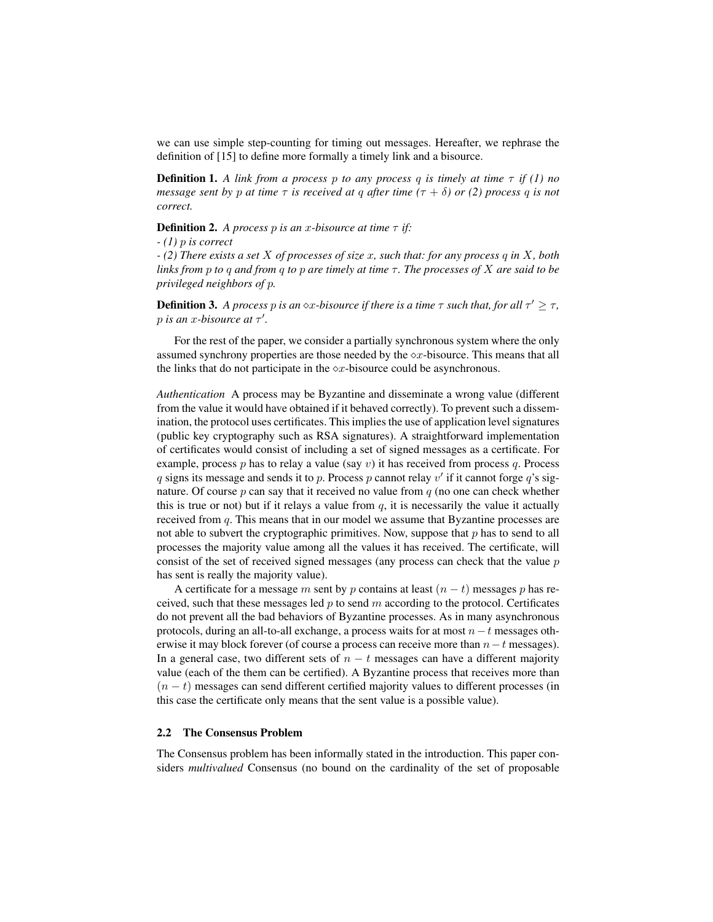we can use simple step-counting for timing out messages. Hereafter, we rephrase the definition of [15] to define more formally a timely link and a bisource.

**Definition 1.** *A link from a process $p$ to any process $q$ is timely at time $\tau$ if (1) no message sent by $p$ at time $\tau$ is received at $q$ after time $(\tau + \delta)$ or (2) process $q$ is not correct.*

**Definition 2.** *A process $p$ is an $x$-bisource at time $\tau$ if:*
*- (1) $p$ is correct*
*- (2) There exists a set $X$ of processes of size $x$, such that: for any process $q$ in $X$, both links from $p$ to $q$ and from $q$ to $p$ are timely at time $\tau$. The processes of $X$ are said to be privileged neighbors of $p$.*

**Definition 3.** *A process $p$ is an $\diamond x$-bisource if there is a time $\tau$ such that, for all $\tau' \geq \tau$, $p$ is an $x$-bisource at $\tau'$.*

For the rest of the paper, we consider a partially synchronous system where the only assumed synchrony properties are those needed by the $\diamond x$-bisource. This means that all the links that do not participate in the $\diamond x$-bisource could be asynchronous.

*Authentication* A process may be Byzantine and disseminate a wrong value (different from the value it would have obtained if it behaved correctly). To prevent such a dissemination, the protocol uses certificates. This implies the use of application level signatures (public key cryptography such as RSA signatures). A straightforward implementation of certificates would consist of including a set of signed messages as a certificate. For example, process $p$ has to relay a value (say $v$) it has received from process $q$. Process $q$ signs its message and sends it to $p$. Process $p$ cannot relay $v'$ if it cannot forge $q$'s signature. Of course $p$ can say that it received no value from $q$ (no one can check whether this is true or not) but if it relays a value from $q$, it is necessarily the value it actually received from $q$. This means that in our model we assume that Byzantine processes are not able to subvert the cryptographic primitives. Now, suppose that $p$ has to send to all processes the majority value among all the values it has received. The certificate, will consist of the set of received signed messages (any process can check that the value $p$ has sent is really the majority value).

A certificate for a message $m$ sent by $p$ contains at least $(n - t)$ messages $p$ has received, such that these messages led $p$ to send $m$ according to the protocol. Certificates do not prevent all the bad behaviors of Byzantine processes. As in many asynchronous protocols, during an all-to-all exchange, a process waits for at most $n - t$ messages otherwise it may block forever (of course a process can receive more than $n - t$ messages). In a general case, two different sets of $n - t$ messages can have a different majority value (each of the them can be certified). A Byzantine process that receives more than $(n - t)$ messages can send different certified majority values to different processes (in this case the certificate only means that the sent value is a possible value).

### 2.2 The Consensus Problem

The Consensus problem has been informally stated in the introduction. This paper considers *multivalued* Consensus (no bound on the cardinality of the set of proposable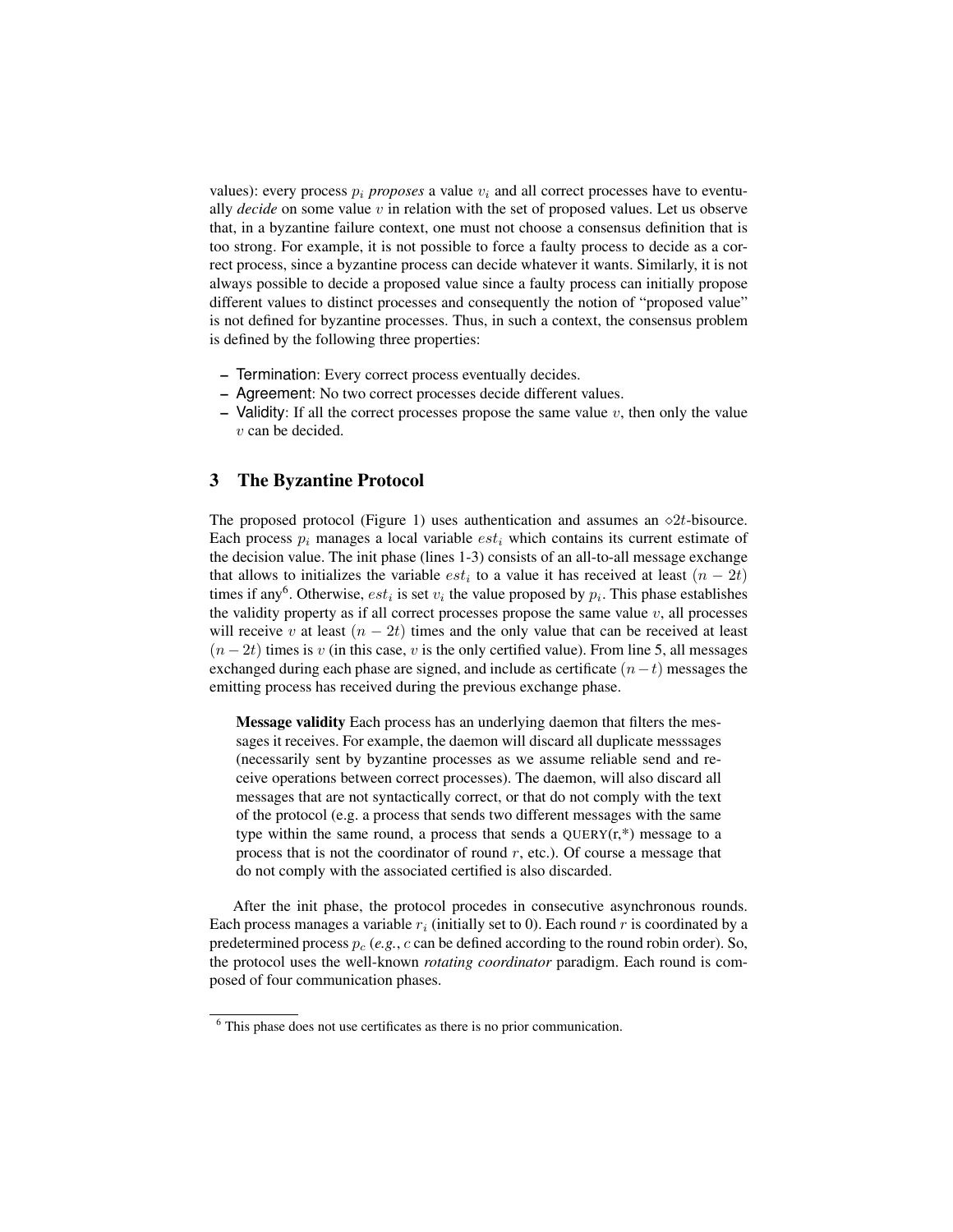values): every process $p_i$ *proposes* a value $v_i$ and all correct processes have to eventually *decide* on some value $v$ in relation with the set of proposed values. Let us observe that, in a byzantine failure context, one must not choose a consensus definition that is too strong. For example, it is not possible to force a faulty process to decide as a correct process, since a byzantine process can decide whatever it wants. Similarly, it is not always possible to decide a proposed value since a faulty process can initially propose different values to distinct processes and consequently the notion of "proposed value" is not defined for byzantine processes. Thus, in such a context, the consensus problem is defined by the following three properties:

- Termination: Every correct process eventually decides.
- Agreement: No two correct processes decide different values.
- Validity: If all the correct processes propose the same value $v$, then only the value $v$ can be decided.

## 3 The Byzantine Protocol

The proposed protocol (Figure 1) uses authentication and assumes an $\diamond 2t$-bisource. Each process $p_i$ manages a local variable $est_i$ which contains its current estimate of the decision value. The init phase (lines 1-3) consists of an all-to-all message exchange that allows to initializes the variable $est_i$ to a value it has received at least $(n-2t)$ times if any[6]. Otherwise, $est_i$ is set $v_i$ the value proposed by $p_i$. This phase establishes the validity property as if all correct processes propose the same value $v$, all processes will receive $v$ at least $(n-2t)$ times and the only value that can be received at least $(n-2t)$ times is $v$ (in this case, $v$ is the only certified value). From line 5, all messages exchanged during each phase are signed, and include as certificate $(n-t)$ messages the emitting process has received during the previous exchange phase.

> **Message validity** Each process has an underlying daemon that filters the messages it receives. For example, the daemon will discard all duplicate messsages (necessarily sent by byzantine processes as we assume reliable send and receive operations between correct processes). The daemon, will also discard all messages that are not syntactically correct, or that do not comply with the text of the protocol (e.g. a process that sends two different messages with the same type within the same round, a process that sends a QUERY(r,*) message to a process that is not the coordinator of round $r$, etc.). Of course a message that do not comply with the associated certified is also discarded.

After the init phase, the protocol procedes in consecutive asynchronous rounds. Each process manages a variable $r_i$ (initially set to 0). Each round $r$ is coordinated by a predetermined process $p_c$ (*e.g.*, $c$ can be defined according to the round robin order). So, the protocol uses the well-known *rotating coordinator* paradigm. Each round is composed of four communication phases.

[6] This phase does not use certificates as there is no prior communication.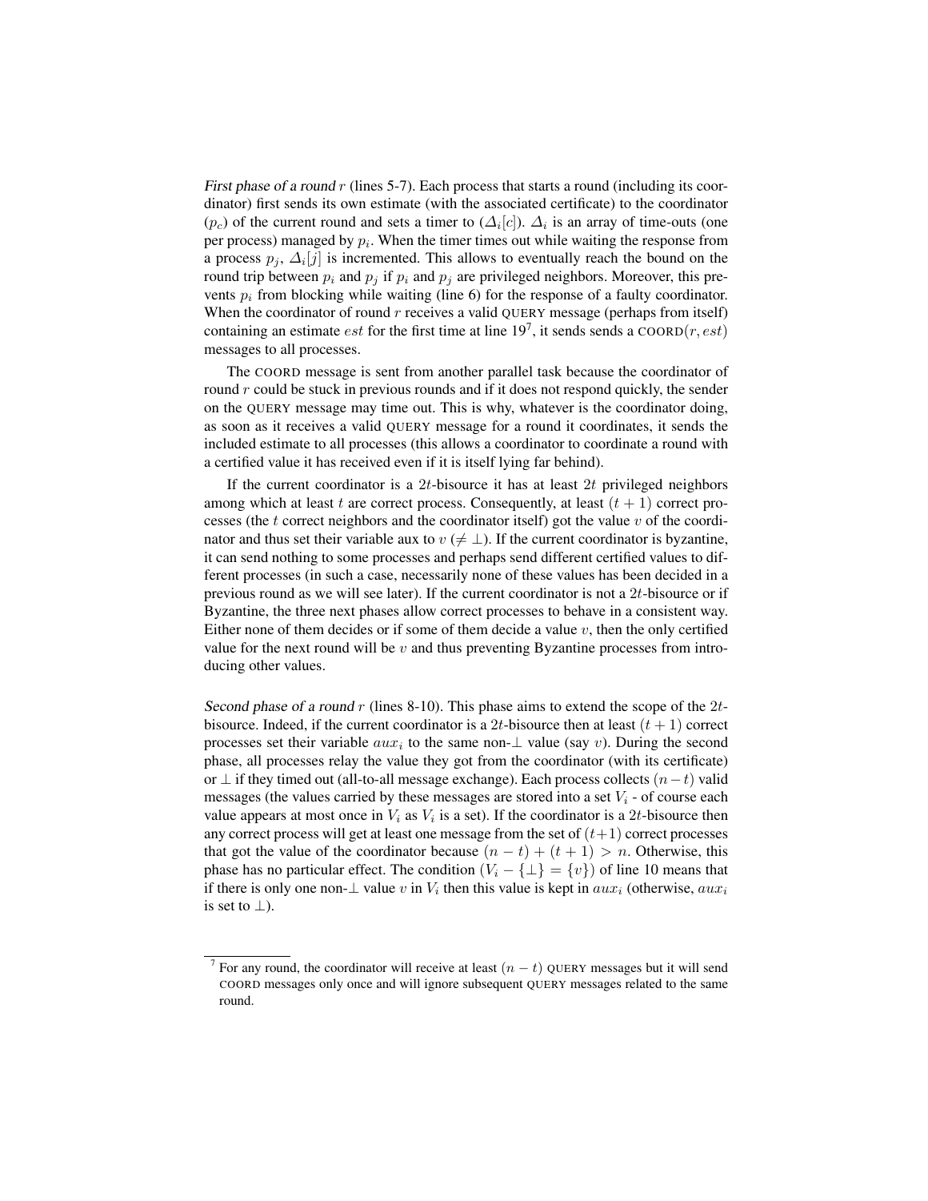*First phase of a round* $r$ (lines 5-7). Each process that starts a round (including its coordinator) first sends its own estimate (with the associated certificate) to the coordinator ($p_c$) of the current round and sets a timer to ($\Delta_i[c]$). $\Delta_i$ is an array of time-outs (one per process) managed by $p_i$. When the timer times out while waiting the response from a process $p_j$, $\Delta_i[j]$ is incremented. This allows to eventually reach the bound on the round trip between $p_i$ and $p_j$ if $p_i$ and $p_j$ are privileged neighbors. Moreover, this prevents $p_i$ from blocking while waiting (line 6) for the response of a faulty coordinator. When the coordinator of round $r$ receives a valid QUERY message (perhaps from itself) containing an estimate $est$ for the first time at line 19[7], it sends sends a COORD$(r, est)$ messages to all processes.

The COORD message is sent from another parallel task because the coordinator of round $r$ could be stuck in previous rounds and if it does not respond quickly, the sender on the QUERY message may time out. This is why, whatever is the coordinator doing, as soon as it receives a valid QUERY message for a round it coordinates, it sends the included estimate to all processes (this allows a coordinator to coordinate a round with a certified value it has received even if it is itself lying far behind).

If the current coordinator is a $2t$-bisource it has at least $2t$ privileged neighbors among which at least $t$ are correct process. Consequently, at least $(t+1)$ correct processes (the $t$ correct neighbors and the coordinator itself) got the value $v$ of the coordinator and thus set their variable aux to $v$ ($\neq \bot$). If the current coordinator is byzantine, it can send nothing to some processes and perhaps send different certified values to different processes (in such a case, necessarily none of these values has been decided in a previous round as we will see later). If the current coordinator is not a $2t$-bisource or if Byzantine, the three next phases allow correct processes to behave in a consistent way. Either none of them decides or if some of them decide a value $v$, then the only certified value for the next round will be $v$ and thus preventing Byzantine processes from introducing other values.

*Second phase of a round* $r$ (lines 8-10). This phase aims to extend the scope of the $2t$-bisource. Indeed, if the current coordinator is a $2t$-bisource then at least $(t+1)$ correct processes set their variable $aux_i$ to the same non-$\bot$ value (say $v$). During the second phase, all processes relay the value they got from the coordinator (with its certificate) or $\bot$ if they timed out (all-to-all message exchange). Each process collects $(n-t)$ valid messages (the values carried by these messages are stored into a set $V_i$ - of course each value appears at most once in $V_i$ as $V_i$ is a set). If the coordinator is a $2t$-bisource then any correct process will get at least one message from the set of $(t+1)$ correct processes that got the value of the coordinator because $(n-t)+(t+1) > n$. Otherwise, this phase has no particular effect. The condition $(V_i - \{\bot\} = \{v\})$ of line 10 means that if there is only one non-$\bot$ value $v$ in $V_i$ then this value is kept in $aux_i$ (otherwise, $aux_i$ is set to $\bot$).

---

[7] For any round, the coordinator will receive at least $(n-t)$ QUERY messages but it will send COORD messages only once and will ignore subsequent QUERY messages related to the same round.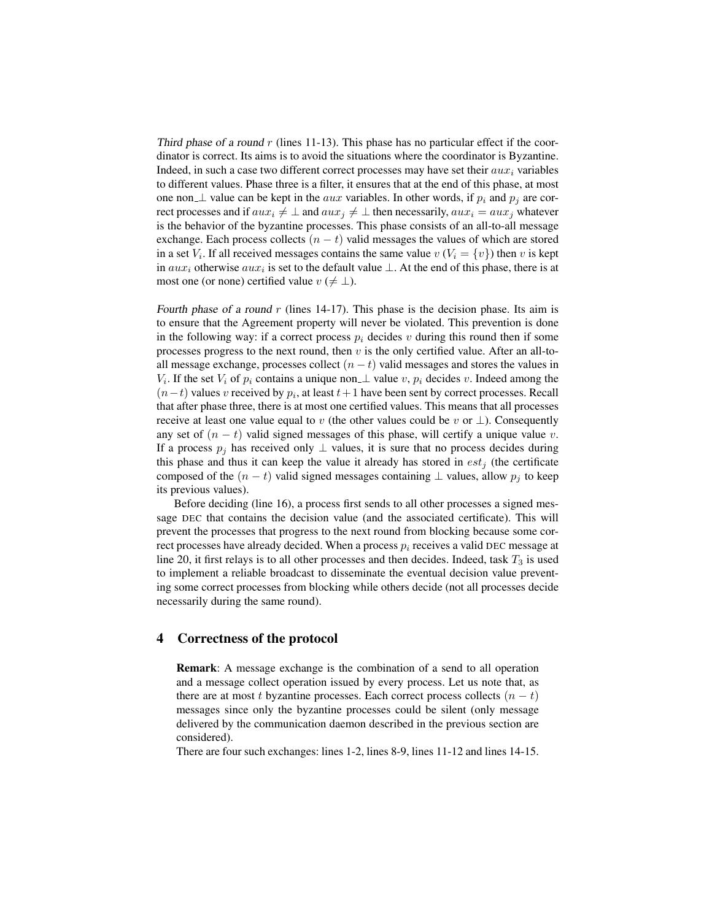*Third phase of a round* $r$ (lines 11-13). This phase has no particular effect if the coordinator is correct. Its aims is to avoid the situations where the coordinator is Byzantine. Indeed, in such a case two different correct processes may have set their $aux_i$ variables to different values. Phase three is a filter, it ensures that at the end of this phase, at most one non_⊥ value can be kept in the $aux$ variables. In other words, if $p_i$ and $p_j$ are correct processes and if $aux_i \neq \bot$ and $aux_j \neq \bot$ then necessarily, $aux_i = aux_j$ whatever is the behavior of the byzantine processes. This phase consists of an all-to-all message exchange. Each process collects $(n - t)$ valid messages the values of which are stored in a set $V_i$. If all received messages contains the same value $v$ ($V_i = \{v\}$) then $v$ is kept in $aux_i$ otherwise $aux_i$ is set to the default value $\bot$. At the end of this phase, there is at most one (or none) certified value $v$ ($\neq \bot$).

*Fourth phase of a round* $r$ (lines 14-17). This phase is the decision phase. Its aim is to ensure that the Agreement property will never be violated. This prevention is done in the following way: if a correct process $p_i$ decides $v$ during this round then if some processes progress to the next round, then $v$ is the only certified value. After an all-to-all message exchange, processes collect $(n - t)$ valid messages and stores the values in $V_i$. If the set $V_i$ of $p_i$ contains a unique non_⊥ value $v$, $p_i$ decides $v$. Indeed among the $(n-t)$ values $v$ received by $p_i$, at least $t+1$ have been sent by correct processes. Recall that after phase three, there is at most one certified values. This means that all processes receive at least one value equal to $v$ (the other values could be $v$ or $\bot$). Consequently any set of $(n - t)$ valid signed messages of this phase, will certify a unique value $v$. If a process $p_j$ has received only $\bot$ values, it is sure that no process decides during this phase and thus it can keep the value it already has stored in $est_j$ (the certificate composed of the $(n - t)$ valid signed messages containing $\bot$ values, allow $p_j$ to keep its previous values).

Before deciding (line 16), a process first sends to all other processes a signed message DEC that contains the decision value (and the associated certificate). This will prevent the processes that progress to the next round from blocking because some correct processes have already decided. When a process $p_i$ receives a valid DEC message at line 20, it first relays is to all other processes and then decides. Indeed, task $T_3$ is used to implement a reliable broadcast to disseminate the eventual decision value preventing some correct processes from blocking while others decide (not all processes decide necessarily during the same round).

## 4 Correctness of the protocol

**Remark**: A message exchange is the combination of a send to all operation and a message collect operation issued by every process. Let us note that, as there are at most $t$ byzantine processes. Each correct process collects $(n - t)$ messages since only the byzantine processes could be silent (only message delivered by the communication daemon described in the previous section are considered).

There are four such exchanges: lines 1-2, lines 8-9, lines 11-12 and lines 14-15.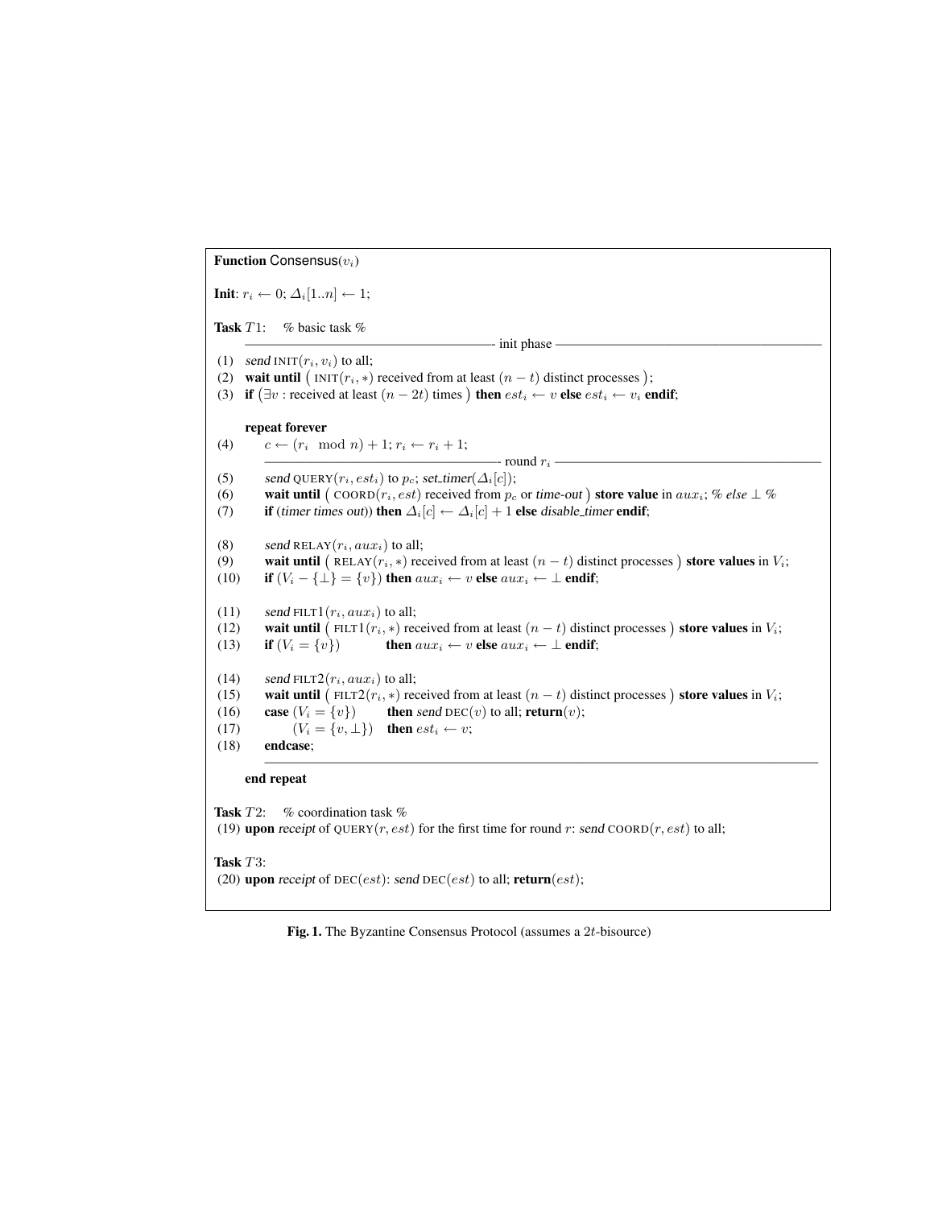```
Function Consensus(v_i)

Init: r_i ← 0; Δ_i[1..n] ← 1;

Task T1:    % basic task %
    ---------------------------------------- init phase ----------------------------------------
(1)  send INIT(r_i, v_i) to all;
(2)  wait until ( INIT(r_i, ∗) received from at least (n − t) distinct processes );
(3)  if (∃v : received at least (n − 2t) times ) then est_i ← v else est_i ← v_i endif;

     repeat forever
(4)      c ← (r_i mod n) + 1; r_i ← r_i + 1;
         ---------------------------------------- round r_i ----------------------------------------
(5)      send QUERY(r_i, est_i) to p_c; set_timer(Δ_i[c]);
(6)      wait until ( COORD(r_i, est) received from p_c or time-out ) store value in aux_i; % else ⊥ %
(7)      if (timer times out)) then Δ_i[c] ← Δ_i[c] + 1 else disable_timer endif;

(8)      send RELAY(r_i, aux_i) to all;
(9)      wait until ( RELAY(r_i, ∗) received from at least (n − t) distinct processes ) store values in V_i;
(10)     if (V_i − {⊥} = {v}) then aux_i ← v else aux_i ← ⊥ endif;

(11)     send FILT1(r_i, aux_i) to all;
(12)     wait until ( FILT1(r_i, ∗) received from at least (n − t) distinct processes ) store values in V_i;
(13)     if (V_i = {v})          then aux_i ← v else aux_i ← ⊥ endif;

(14)     send FILT2(r_i, aux_i) to all;
(15)     wait until ( FILT2(r_i, ∗) received from at least (n − t) distinct processes ) store values in V_i;
(16)     case (V_i = {v})        then send DEC(v) to all; return(v);
(17)          (V_i = {v, ⊥})     then est_i ← v;
(18)     endcase;
         ------------------------------------------------------------------------------------------
     end repeat

Task T2:    % coordination task %
(19) upon receipt of QUERY(r, est) for the first time for round r: send COORD(r, est) to all;

Task T3:
(20) upon receipt of DEC(est): send DEC(est) to all; return(est);
```

**Fig. 1.** The Byzantine Consensus Protocol (assumes a $2t$-bisource)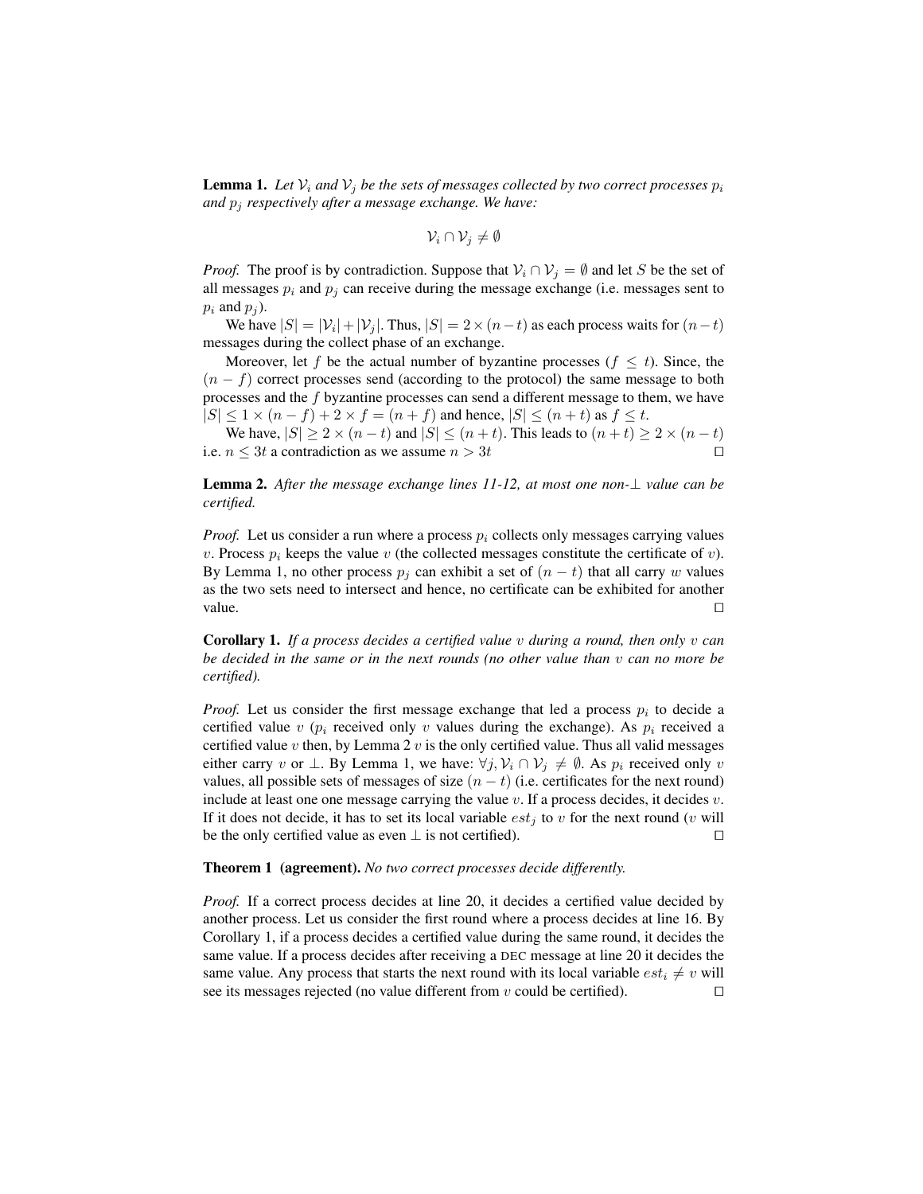**Lemma 1.** *Let $\mathcal{V}_i$ and $\mathcal{V}_j$ be the sets of messages collected by two correct processes $p_i$ and $p_j$ respectively after a message exchange. We have:*

$$\mathcal{V}_i \cap \mathcal{V}_j \neq \emptyset$$

*Proof.* The proof is by contradiction. Suppose that $\mathcal{V}_i \cap \mathcal{V}_j = \emptyset$ and let $S$ be the set of all messages $p_i$ and $p_j$ can receive during the message exchange (i.e. messages sent to $p_i$ and $p_j$).

We have $|S| = |\mathcal{V}_i| + |\mathcal{V}_j|$. Thus, $|S| = 2 \times (n-t)$ as each process waits for $(n-t)$ messages during the collect phase of an exchange.

Moreover, let $f$ be the actual number of byzantine processes ($f \leq t$). Since, the $(n-f)$ correct processes send (according to the protocol) the same message to both processes and the $f$ byzantine processes can send a different message to them, we have $|S| \leq 1 \times (n-f) + 2 \times f = (n+f)$ and hence, $|S| \leq (n+t)$ as $f \leq t$.

We have, $|S| \geq 2 \times (n-t)$ and $|S| \leq (n+t)$. This leads to $(n+t) \geq 2 \times (n-t)$ i.e. $n \leq 3t$ a contradiction as we assume $n > 3t$ □

**Lemma 2.** *After the message exchange lines 11-12, at most one non-$\perp$ value can be certified.*

*Proof.* Let us consider a run where a process $p_i$ collects only messages carrying values $v$. Process $p_i$ keeps the value $v$ (the collected messages constitute the certificate of $v$). By Lemma 1, no other process $p_j$ can exhibit a set of $(n-t)$ that all carry $w$ values as the two sets need to intersect and hence, no certificate can be exhibited for another value. □

**Corollary 1.** *If a process decides a certified value $v$ during a round, then only $v$ can be decided in the same or in the next rounds (no other value than $v$ can no more be certified).*

*Proof.* Let us consider the first message exchange that led a process $p_i$ to decide a certified value $v$ ($p_i$ received only $v$ values during the exchange). As $p_i$ received a certified value $v$ then, by Lemma 2 $v$ is the only certified value. Thus all valid messages either carry $v$ or $\perp$. By Lemma 1, we have: $\forall j, \mathcal{V}_i \cap \mathcal{V}_j \neq \emptyset$. As $p_i$ received only $v$ values, all possible sets of messages of size $(n-t)$ (i.e. certificates for the next round) include at least one one message carrying the value $v$. If a process decides, it decides $v$. If it does not decide, it has to set its local variable $est_j$ to $v$ for the next round ($v$ will be the only certified value as even $\perp$ is not certified). □

**Theorem 1 (agreement).** *No two correct processes decide differently.*

*Proof.* If a correct process decides at line 20, it decides a certified value decided by another process. Let us consider the first round where a process decides at line 16. By Corollary 1, if a process decides a certified value during the same round, it decides the same value. If a process decides after receiving a DEC message at line 20 it decides the same value. Any process that starts the next round with its local variable $est_i \neq v$ will see its messages rejected (no value different from $v$ could be certified). □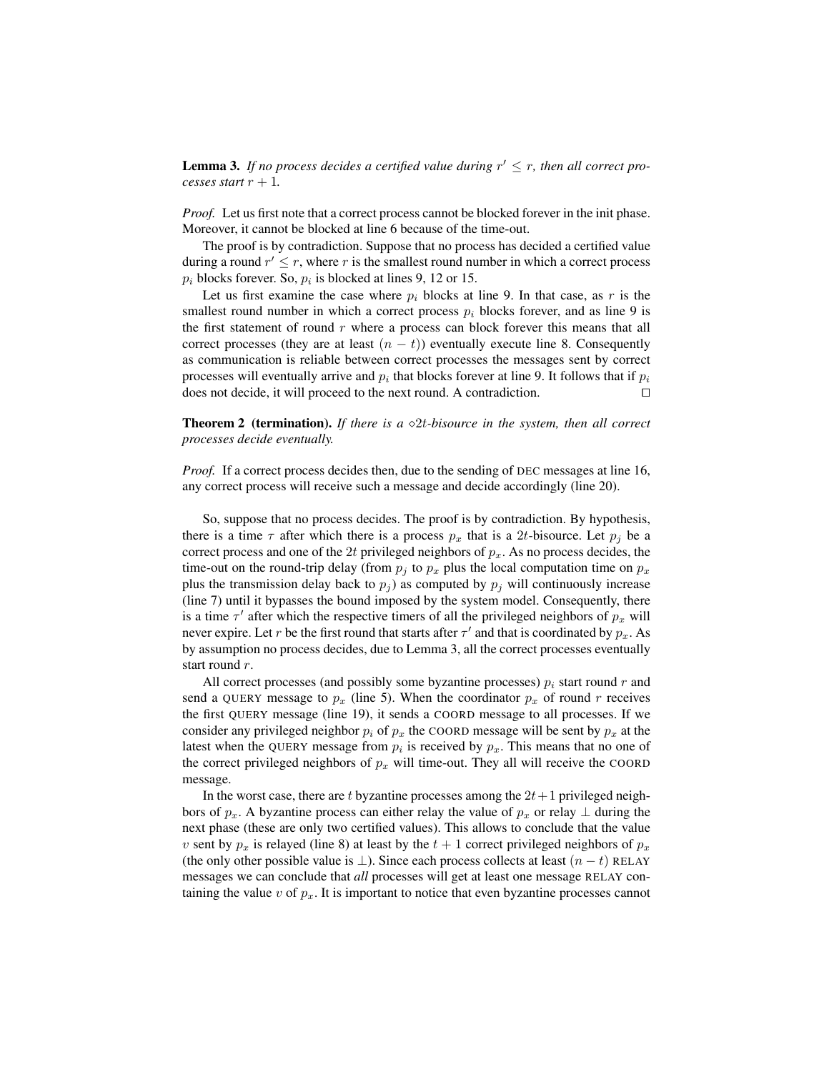**Lemma 3.** *If no process decides a certified value during $r' \leq r$, then all correct processes start $r + 1$.*

*Proof.* Let us first note that a correct process cannot be blocked forever in the init phase. Moreover, it cannot be blocked at line 6 because of the time-out.

The proof is by contradiction. Suppose that no process has decided a certified value during a round $r' \leq r$, where $r$ is the smallest round number in which a correct process $p_i$ blocks forever. So, $p_i$ is blocked at lines 9, 12 or 15.

Let us first examine the case where $p_i$ blocks at line 9. In that case, as $r$ is the smallest round number in which a correct process $p_i$ blocks forever, and as line 9 is the first statement of round $r$ where a process can block forever this means that all correct processes (they are at least $(n - t)$) eventually execute line 8. Consequently as communication is reliable between correct processes the messages sent by correct processes will eventually arrive and $p_i$ that blocks forever at line 9. It follows that if $p_i$ does not decide, it will proceed to the next round. A contradiction. □

**Theorem 2 (termination).** *If there is a $\diamond 2t$-bisource in the system, then all correct processes decide eventually.*

*Proof.* If a correct process decides then, due to the sending of DEC messages at line 16, any correct process will receive such a message and decide accordingly (line 20).

So, suppose that no process decides. The proof is by contradiction. By hypothesis, there is a time $\tau$ after which there is a process $p_x$ that is a $2t$-bisource. Let $p_j$ be a correct process and one of the $2t$ privileged neighbors of $p_x$. As no process decides, the time-out on the round-trip delay (from $p_j$ to $p_x$ plus the local computation time on $p_x$ plus the transmission delay back to $p_j$) as computed by $p_j$ will continuously increase (line 7) until it bypasses the bound imposed by the system model. Consequently, there is a time $\tau'$ after which the respective timers of all the privileged neighbors of $p_x$ will never expire. Let $r$ be the first round that starts after $\tau'$ and that is coordinated by $p_x$. As by assumption no process decides, due to Lemma 3, all the correct processes eventually start round $r$.

All correct processes (and possibly some byzantine processes) $p_i$ start round $r$ and send a QUERY message to $p_x$ (line 5). When the coordinator $p_x$ of round $r$ receives the first QUERY message (line 19), it sends a COORD message to all processes. If we consider any privileged neighbor $p_i$ of $p_x$ the COORD message will be sent by $p_x$ at the latest when the QUERY message from $p_i$ is received by $p_x$. This means that no one of the correct privileged neighbors of $p_x$ will time-out. They all will receive the COORD message.

In the worst case, there are $t$ byzantine processes among the $2t+1$ privileged neighbors of $p_x$. A byzantine process can either relay the value of $p_x$ or relay $\perp$ during the next phase (these are only two certified values). This allows to conclude that the value $v$ sent by $p_x$ is relayed (line 8) at least by the $t + 1$ correct privileged neighbors of $p_x$ (the only other possible value is $\perp$). Since each process collects at least $(n - t)$ RELAY messages we can conclude that *all* processes will get at least one message RELAY containing the value $v$ of $p_x$. It is important to notice that even byzantine processes cannot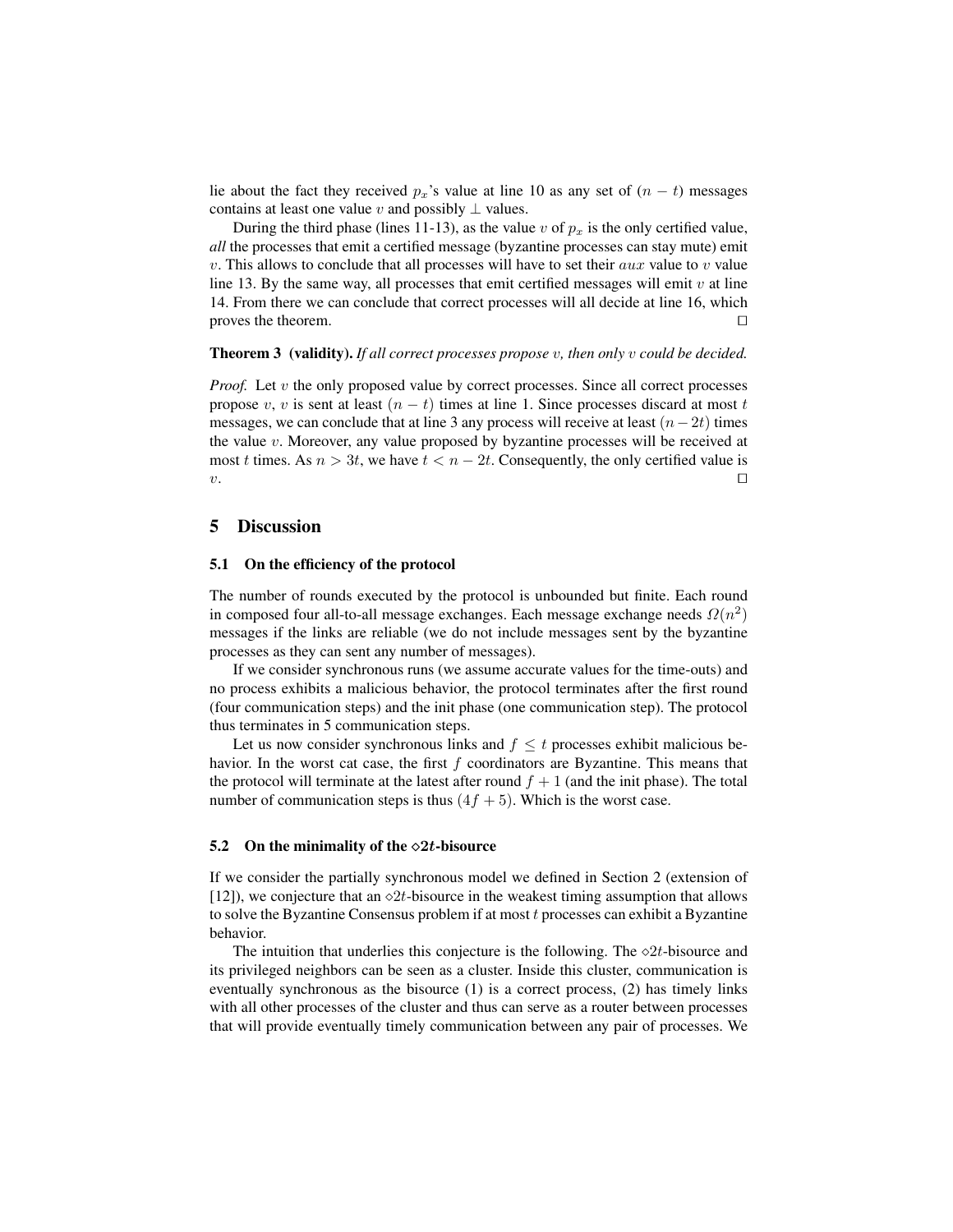lie about the fact they received $p_x$'s value at line 10 as any set of $(n-t)$ messages contains at least one value $v$ and possibly $\perp$ values.

During the third phase (lines 11-13), as the value $v$ of $p_x$ is the only certified value, *all* the processes that emit a certified message (byzantine processes can stay mute) emit $v$. This allows to conclude that all processes will have to set their $aux$ value to $v$ value line 13. By the same way, all processes that emit certified messages will emit $v$ at line 14. From there we can conclude that correct processes will all decide at line 16, which proves the theorem. $\square$

**Theorem 3 (validity).** *If all correct processes propose $v$, then only $v$ could be decided.*

*Proof.* Let $v$ the only proposed value by correct processes. Since all correct processes propose $v$, $v$ is sent at least $(n-t)$ times at line 1. Since processes discard at most $t$ messages, we can conclude that at line 3 any process will receive at least $(n-2t)$ times the value $v$. Moreover, any value proposed by byzantine processes will be received at most $t$ times. As $n > 3t$, we have $t < n - 2t$. Consequently, the only certified value is $v$. $\square$

## 5 Discussion

### 5.1 On the efficiency of the protocol

The number of rounds executed by the protocol is unbounded but finite. Each round in composed four all-to-all message exchanges. Each message exchange needs $\Omega(n^2)$ messages if the links are reliable (we do not include messages sent by the byzantine processes as they can sent any number of messages).

If we consider synchronous runs (we assume accurate values for the time-outs) and no process exhibits a malicious behavior, the protocol terminates after the first round (four communication steps) and the init phase (one communication step). The protocol thus terminates in 5 communication steps.

Let us now consider synchronous links and $f \leq t$ processes exhibit malicious behavior. In the worst cat case, the first $f$ coordinators are Byzantine. This means that the protocol will terminate at the latest after round $f + 1$ (and the init phase). The total number of communication steps is thus $(4f + 5)$. Which is the worst case.

### 5.2 On the minimality of the $\diamond 2t$-bisource

If we consider the partially synchronous model we defined in Section 2 (extension of [12]), we conjecture that an $\diamond 2t$-bisource in the weakest timing assumption that allows to solve the Byzantine Consensus problem if at most $t$ processes can exhibit a Byzantine behavior.

The intuition that underlies this conjecture is the following. The $\diamond 2t$-bisource and its privileged neighbors can be seen as a cluster. Inside this cluster, communication is eventually synchronous as the bisource (1) is a correct process, (2) has timely links with all other processes of the cluster and thus can serve as a router between processes that will provide eventually timely communication between any pair of processes. We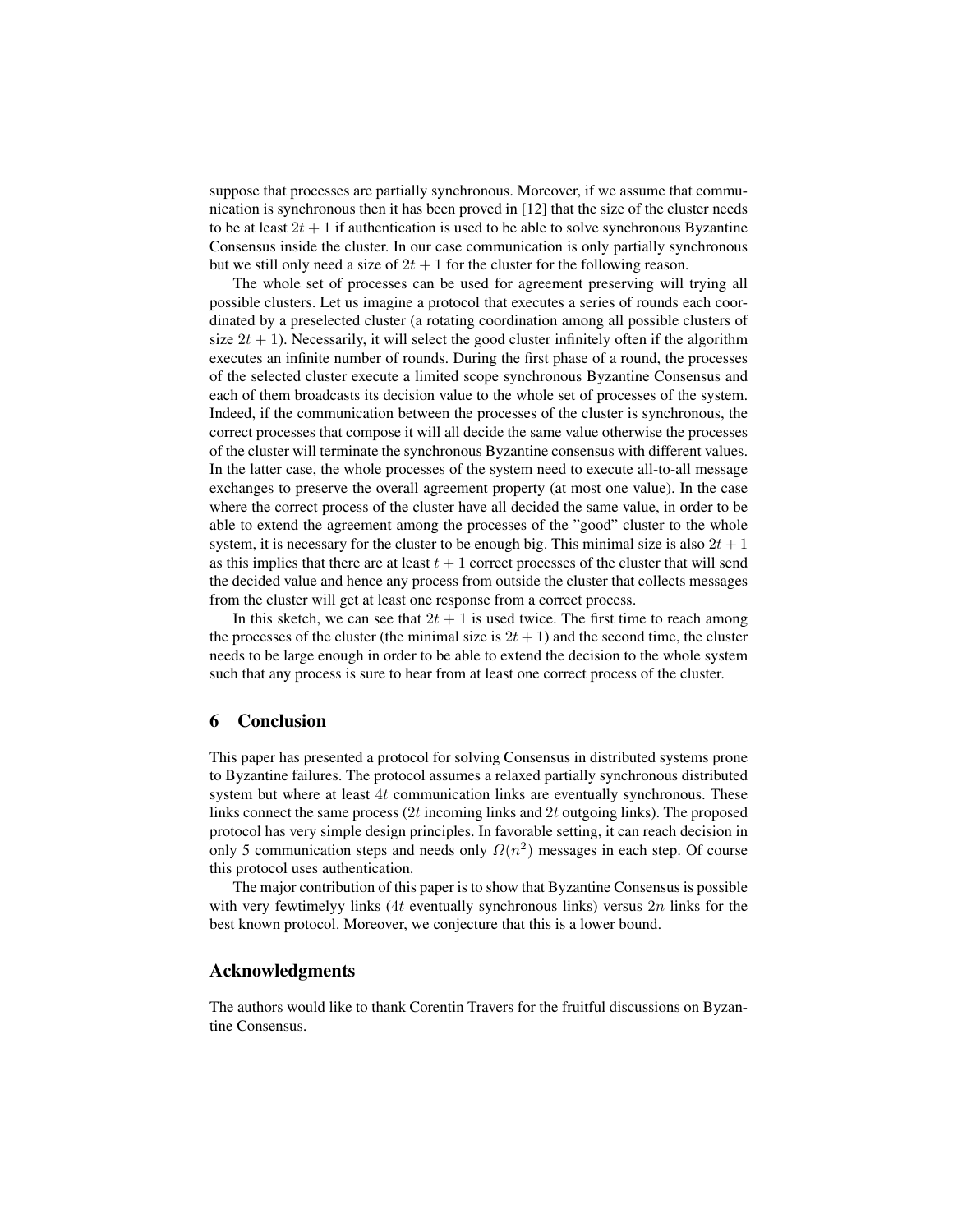suppose that processes are partially synchronous. Moreover, if we assume that communication is synchronous then it has been proved in [12] that the size of the cluster needs to be at least $2t+1$ if authentication is used to be able to solve synchronous Byzantine Consensus inside the cluster. In our case communication is only partially synchronous but we still only need a size of $2t+1$ for the cluster for the following reason.

The whole set of processes can be used for agreement preserving will trying all possible clusters. Let us imagine a protocol that executes a series of rounds each coordinated by a preselected cluster (a rotating coordination among all possible clusters of size $2t+1$). Necessarily, it will select the good cluster infinitely often if the algorithm executes an infinite number of rounds. During the first phase of a round, the processes of the selected cluster execute a limited scope synchronous Byzantine Consensus and each of them broadcasts its decision value to the whole set of processes of the system. Indeed, if the communication between the processes of the cluster is synchronous, the correct processes that compose it will all decide the same value otherwise the processes of the cluster will terminate the synchronous Byzantine consensus with different values. In the latter case, the whole processes of the system need to execute all-to-all message exchanges to preserve the overall agreement property (at most one value). In the case where the correct process of the cluster have all decided the same value, in order to be able to extend the agreement among the processes of the "good" cluster to the whole system, it is necessary for the cluster to be enough big. This minimal size is also $2t+1$ as this implies that there are at least $t+1$ correct processes of the cluster that will send the decided value and hence any process from outside the cluster that collects messages from the cluster will get at least one response from a correct process.

In this sketch, we can see that $2t+1$ is used twice. The first time to reach among the processes of the cluster (the minimal size is $2t+1$) and the second time, the cluster needs to be large enough in order to be able to extend the decision to the whole system such that any process is sure to hear from at least one correct process of the cluster.

## 6 Conclusion

This paper has presented a protocol for solving Consensus in distributed systems prone to Byzantine failures. The protocol assumes a relaxed partially synchronous distributed system but where at least $4t$ communication links are eventually synchronous. These links connect the same process ($2t$ incoming links and $2t$ outgoing links). The proposed protocol has very simple design principles. In favorable setting, it can reach decision in only 5 communication steps and needs only $\Omega(n^2)$ messages in each step. Of course this protocol uses authentication.

The major contribution of this paper is to show that Byzantine Consensus is possible with very fewtimelyy links ($4t$ eventually synchronous links) versus $2n$ links for the best known protocol. Moreover, we conjecture that this is a lower bound.

## Acknowledgments

The authors would like to thank Corentin Travers for the fruitful discussions on Byzantine Consensus.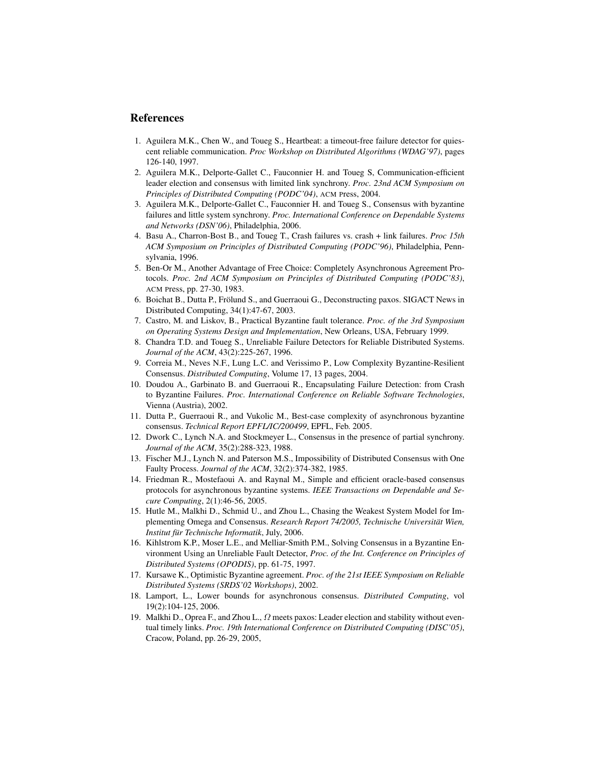## References

1. Aguilera M.K., Chen W., and Toueg S., Heartbeat: a timeout-free failure detector for quiescent reliable communication. *Proc Workshop on Distributed Algorithms (WDAG'97)*, pages 126-140, 1997.
2. Aguilera M.K., Delporte-Gallet C., Fauconnier H. and Toueg S, Communication-efficient leader election and consensus with limited link synchrony. *Proc. 23nd ACM Symposium on Principles of Distributed Computing (PODC'04)*, ACM Press, 2004.
3. Aguilera M.K., Delporte-Gallet C., Fauconnier H. and Toueg S., Consensus with byzantine failures and little system synchrony. *Proc. International Conference on Dependable Systems and Networks (DSN'06)*, Philadelphia, 2006.
4. Basu A., Charron-Bost B., and Toueg T., Crash failures vs. crash + link failures. *Proc 15th ACM Symposium on Principles of Distributed Computing (PODC'96)*, Philadelphia, Pennsylvania, 1996.
5. Ben-Or M., Another Advantage of Free Choice: Completely Asynchronous Agreement Protocols. *Proc. 2nd ACM Symposium on Principles of Distributed Computing (PODC'83)*, ACM Press, pp. 27-30, 1983.
6. Boichat B., Dutta P., Frölund S., and Guerraoui G., Deconstructing paxos. SIGACT News in Distributed Computing, 34(1):47-67, 2003.
7. Castro, M. and Liskov, B., Practical Byzantine fault tolerance. *Proc. of the 3rd Symposium on Operating Systems Design and Implementation*, New Orleans, USA, February 1999.
8. Chandra T.D. and Toueg S., Unreliable Failure Detectors for Reliable Distributed Systems. *Journal of the ACM*, 43(2):225-267, 1996.
9. Correia M., Neves N.F., Lung L.C. and Verissimo P., Low Complexity Byzantine-Resilient Consensus. *Distributed Computing*, Volume 17, 13 pages, 2004.
10. Doudou A., Garbinato B. and Guerraoui R., Encapsulating Failure Detection: from Crash to Byzantine Failures. *Proc. International Conference on Reliable Software Technologies*, Vienna (Austria), 2002.
11. Dutta P., Guerraoui R., and Vukolic M., Best-case complexity of asynchronous byzantine consensus. *Technical Report EPFL/IC/200499*, EPFL, Feb. 2005.
12. Dwork C., Lynch N.A. and Stockmeyer L., Consensus in the presence of partial synchrony. *Journal of the ACM*, 35(2):288-323, 1988.
13. Fischer M.J., Lynch N. and Paterson M.S., Impossibility of Distributed Consensus with One Faulty Process. *Journal of the ACM*, 32(2):374-382, 1985.
14. Friedman R., Mostefaoui A. and Raynal M., Simple and efficient oracle-based consensus protocols for asynchronous byzantine systems. *IEEE Transactions on Dependable and Secure Computing*, 2(1):46-56, 2005.
15. Hutle M., Malkhi D., Schmid U., and Zhou L., Chasing the Weakest System Model for Implementing Omega and Consensus. *Research Report 74/2005, Technische Universität Wien, Institut für Technische Informatik*, July, 2006.
16. Kihlstrom K.P., Moser L.E., and Melliar-Smith P.M., Solving Consensus in a Byzantine Environment Using an Unreliable Fault Detector, *Proc. of the Int. Conference on Principles of Distributed Systems (OPODIS)*, pp. 61-75, 1997.
17. Kursawe K., Optimistic Byzantine agreement. *Proc. of the 21st IEEE Symposium on Reliable Distributed Systems (SRDS'02 Workshops)*, 2002.
18. Lamport, L., Lower bounds for asynchronous consensus. *Distributed Computing*, vol 19(2):104-125, 2006.
19. Malkhi D., Oprea F., and Zhou L., $\Omega$ meets paxos: Leader election and stability without eventual timely links. *Proc. 19th International Conference on Distributed Computing (DISC'05)*, Cracow, Poland, pp. 26-29, 2005,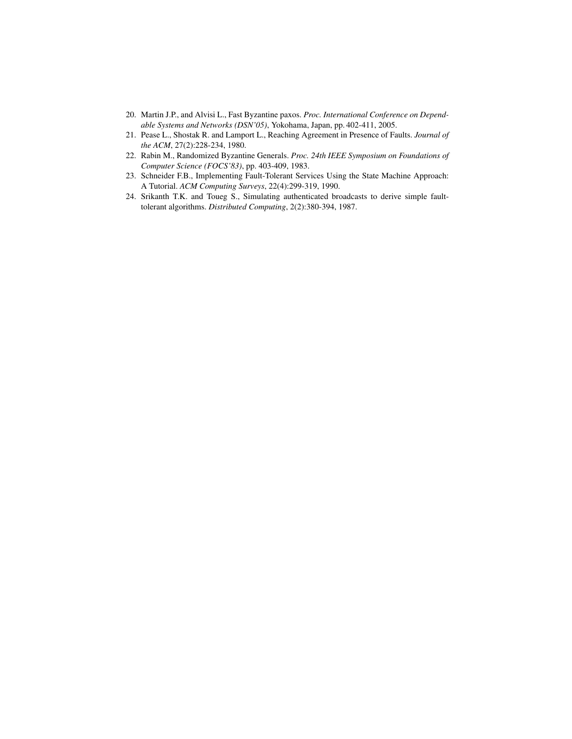20. Martin J.P., and Alvisi L., Fast Byzantine paxos. *Proc. International Conference on Dependable Systems and Networks (DSN'05)*, Yokohama, Japan, pp. 402-411, 2005.
21. Pease L., Shostak R. and Lamport L., Reaching Agreement in Presence of Faults. *Journal of the ACM*, 27(2):228-234, 1980.
22. Rabin M., Randomized Byzantine Generals. *Proc. 24th IEEE Symposium on Foundations of Computer Science (FOCS'83)*, pp. 403-409, 1983.
23. Schneider F.B., Implementing Fault-Tolerant Services Using the State Machine Approach: A Tutorial. *ACM Computing Surveys*, 22(4):299-319, 1990.
24. Srikanth T.K. and Toueg S., Simulating authenticated broadcasts to derive simple fault-tolerant algorithms. *Distributed Computing*, 2(2):380-394, 1987.